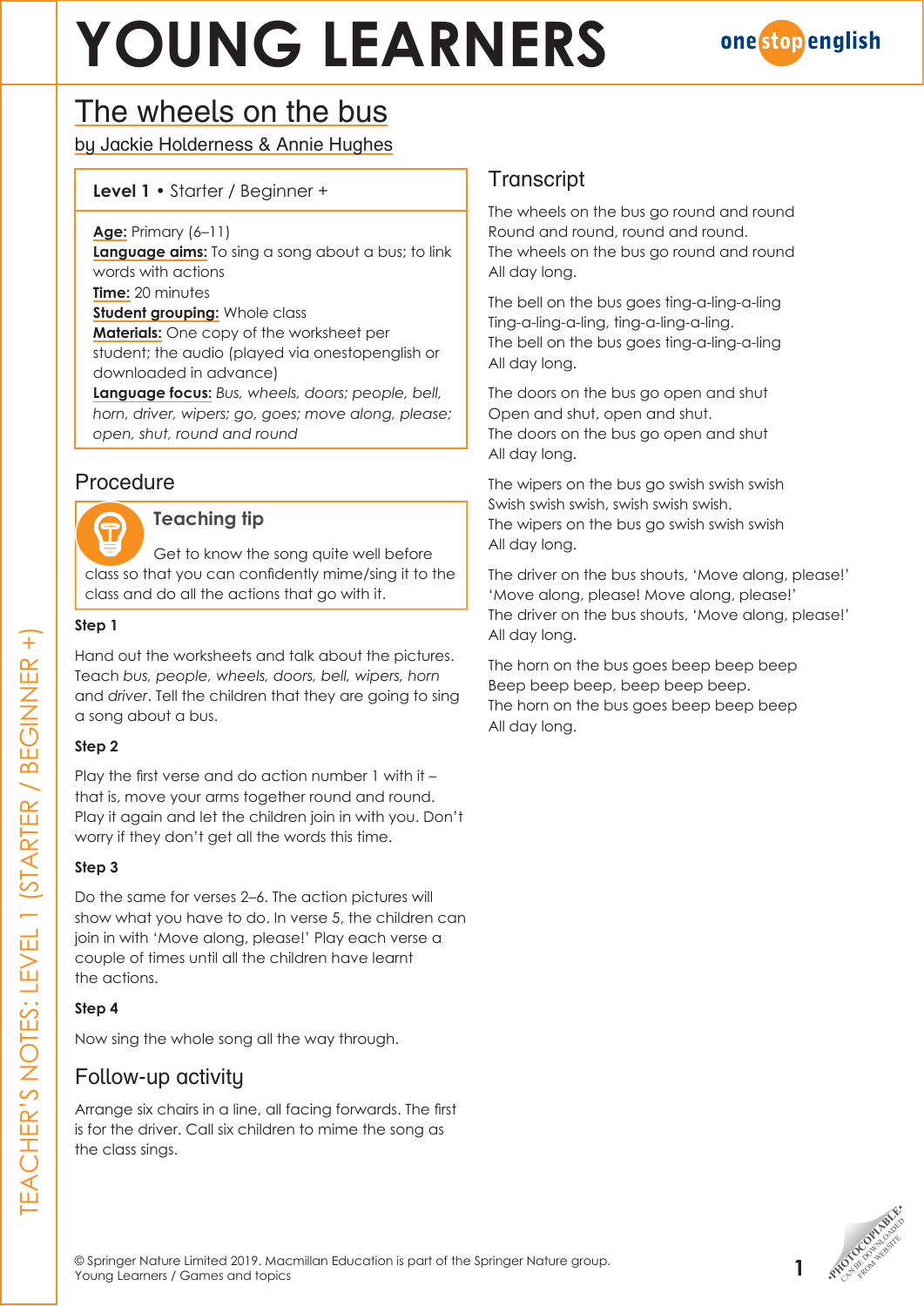# YOUNG LEARNERS

onestopenglish

## The wheels on the bus

by Jackie Holderness & Annie Hughes

**Level 1** • Starter / Beginner +

**Age:** Primary (6–11)
**Language aims:** To sing a song about a bus; to link words with actions
**Time:** 20 minutes
**Student grouping:** Whole class
**Materials:** One copy of the worksheet per student; the audio (played via onestopenglish or downloaded in advance)
**Language focus:** *Bus, wheels, doors; people, bell, horn, driver, wipers; go, goes; move along, please; open, shut, round and round*

## Procedure

### Teaching tip

Get to know the song quite well before class so that you can confidently mime/sing it to the class and do all the actions that go with it.

**Step 1**

Hand out the worksheets and talk about the pictures. Teach *bus, people, wheels, doors, bell, wipers, horn* and *driver*. Tell the children that they are going to sing a song about a bus.

**Step 2**

Play the first verse and do action number 1 with it – that is, move your arms together round and round. Play it again and let the children join in with you. Don't worry if they don't get all the words this time.

**Step 3**

Do the same for verses 2–6. The action pictures will show what you have to do. In verse 5, the children can join in with 'Move along, please!' Play each verse a couple of times until all the children have learnt the actions.

**Step 4**

Now sing the whole song all the way through.

## Follow-up activity

Arrange six chairs in a line, all facing forwards. The first is for the driver. Call six children to mime the song as the class sings.

## Transcript

The wheels on the bus go round and round
Round and round, round and round.
The wheels on the bus go round and round
All day long.

The bell on the bus goes ting-a-ling-a-ling
Ting-a-ling-a-ling, ting-a-ling-a-ling.
The bell on the bus goes ting-a-ling-a-ling
All day long.

The doors on the bus go open and shut
Open and shut, open and shut.
The doors on the bus go open and shut
All day long.

The wipers on the bus go swish swish swish
Swish swish swish, swish swish swish.
The wipers on the bus go swish swish swish
All day long.

The driver on the bus shouts, 'Move along, please!'
'Move along, please! Move along, please!'
The driver on the bus shouts, 'Move along, please!'
All day long.

The horn on the bus goes beep beep beep
Beep beep beep, beep beep beep.
The horn on the bus goes beep beep beep
All day long.

© Springer Nature Limited 2019. Macmillan Education is part of the Springer Nature group.
Young Learners / Games and topics

PHOTOCOPIABLE. CAN BE DOWNLOADED FROM WEBSITE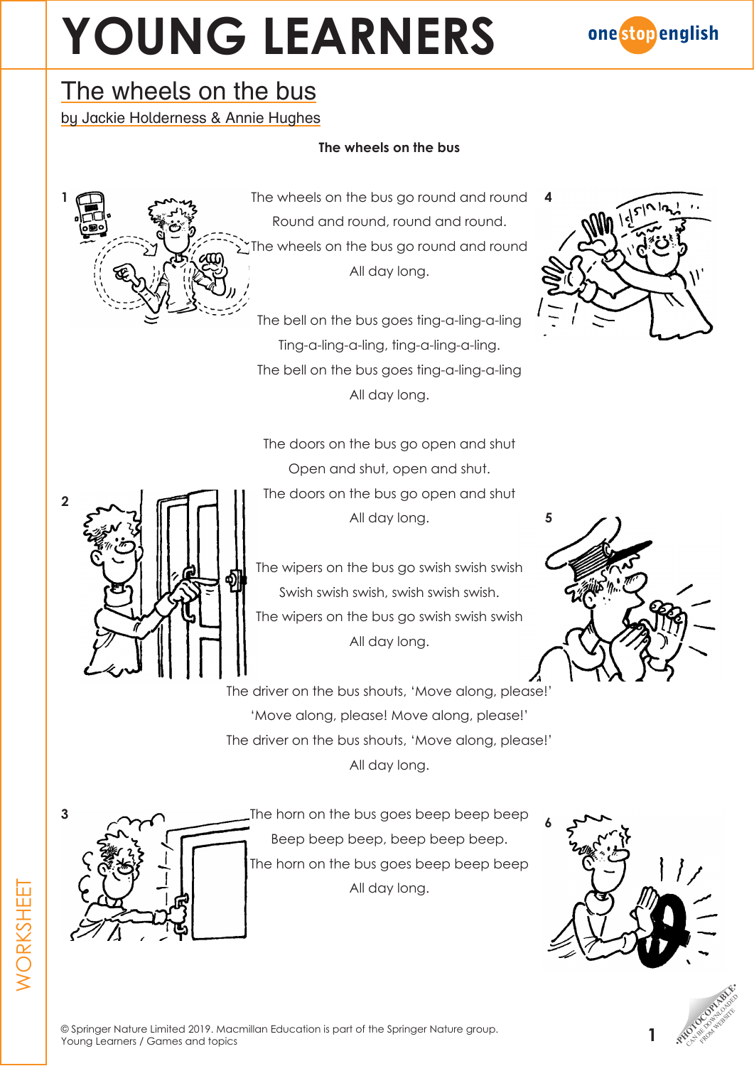# YOUNG LEARNERS

## The wheels on the bus

by Jackie Holderness & Annie Hughes

**The wheels on the bus**

1

The wheels on the bus go round and round
Round and round, round and round.
The wheels on the bus go round and round
All day long.

The bell on the bus goes ting-a-ling-a-ling
Ting-a-ling-a-ling, ting-a-ling-a-ling.
The bell on the bus goes ting-a-ling-a-ling
All day long.

The doors on the bus go open and shut
Open and shut, open and shut.
The doors on the bus go open and shut
All day long.

The wipers on the bus go swish swish swish
Swish swish swish, swish swish swish.
The wipers on the bus go swish swish swish
All day long.

The driver on the bus shouts, 'Move along, please!'
'Move along, please! Move along, please!'
The driver on the bus shouts, 'Move along, please!'
All day long.

The horn on the bus goes beep beep beep
Beep beep beep, beep beep beep.
The horn on the bus goes beep beep beep
All day long.

2

3

4

5

6

© Springer Nature Limited 2019. Macmillan Education is part of the Springer Nature group.
Young Learners / Games and topics